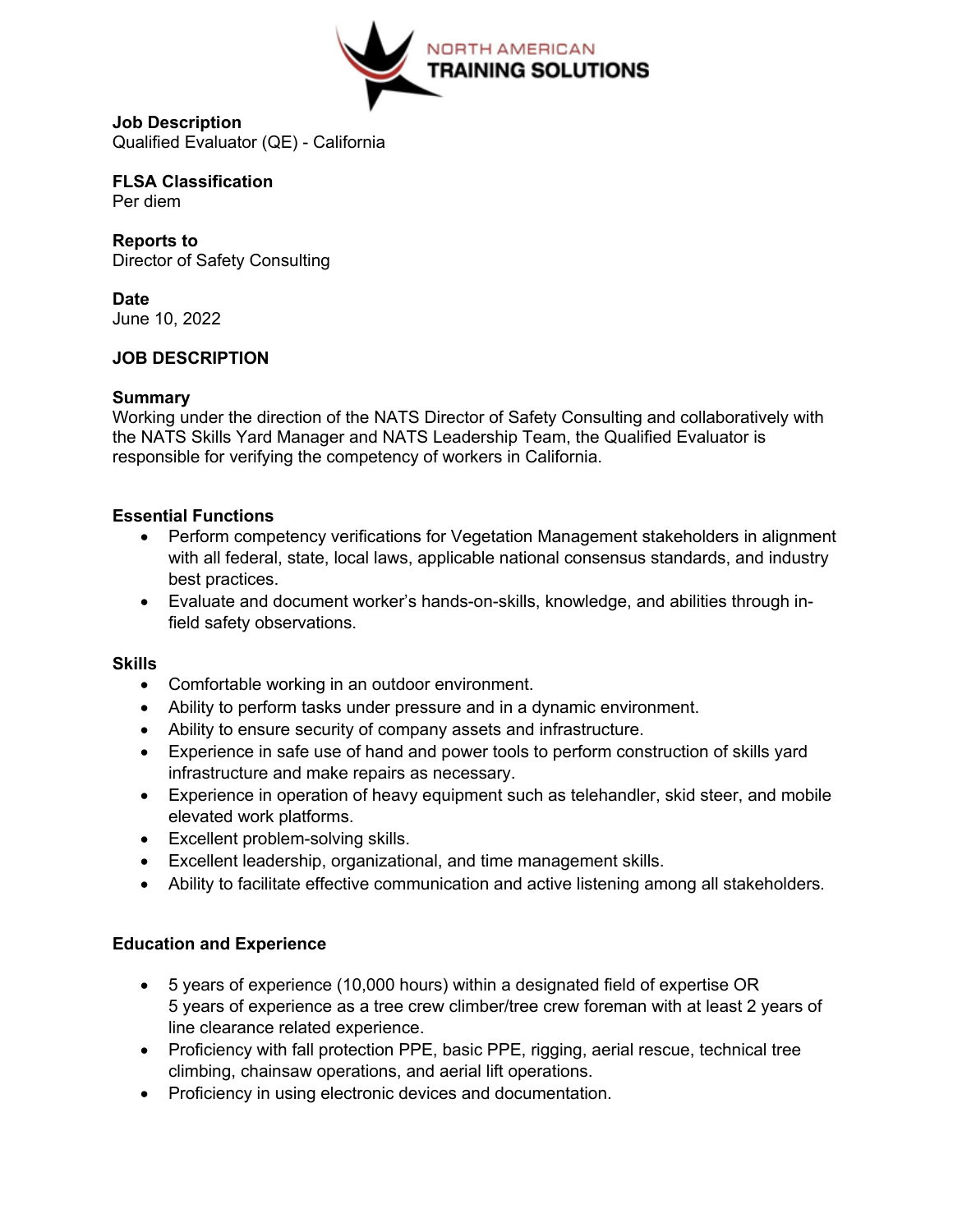NORTH AMERICAN
TRAINING SOLUTIONS

**Job Description**
Qualified Evaluator (QE) - California

**FLSA Classification**
Per diem

**Reports to**
Director of Safety Consulting

**Date**
June 10, 2022

## JOB DESCRIPTION

### Summary

Working under the direction of the NATS Director of Safety Consulting and collaboratively with the NATS Skills Yard Manager and NATS Leadership Team, the Qualified Evaluator is responsible for verifying the competency of workers in California.

### Essential Functions

- Perform competency verifications for Vegetation Management stakeholders in alignment with all federal, state, local laws, applicable national consensus standards, and industry best practices.
- Evaluate and document worker's hands-on-skills, knowledge, and abilities through in-field safety observations.

### Skills

- Comfortable working in an outdoor environment.
- Ability to perform tasks under pressure and in a dynamic environment.
- Ability to ensure security of company assets and infrastructure.
- Experience in safe use of hand and power tools to perform construction of skills yard infrastructure and make repairs as necessary.
- Experience in operation of heavy equipment such as telehandler, skid steer, and mobile elevated work platforms.
- Excellent problem-solving skills.
- Excellent leadership, organizational, and time management skills.
- Ability to facilitate effective communication and active listening among all stakeholders.

### Education and Experience

- 5 years of experience (10,000 hours) within a designated field of expertise OR 5 years of experience as a tree crew climber/tree crew foreman with at least 2 years of line clearance related experience.
- Proficiency with fall protection PPE, basic PPE, rigging, aerial rescue, technical tree climbing, chainsaw operations, and aerial lift operations.
- Proficiency in using electronic devices and documentation.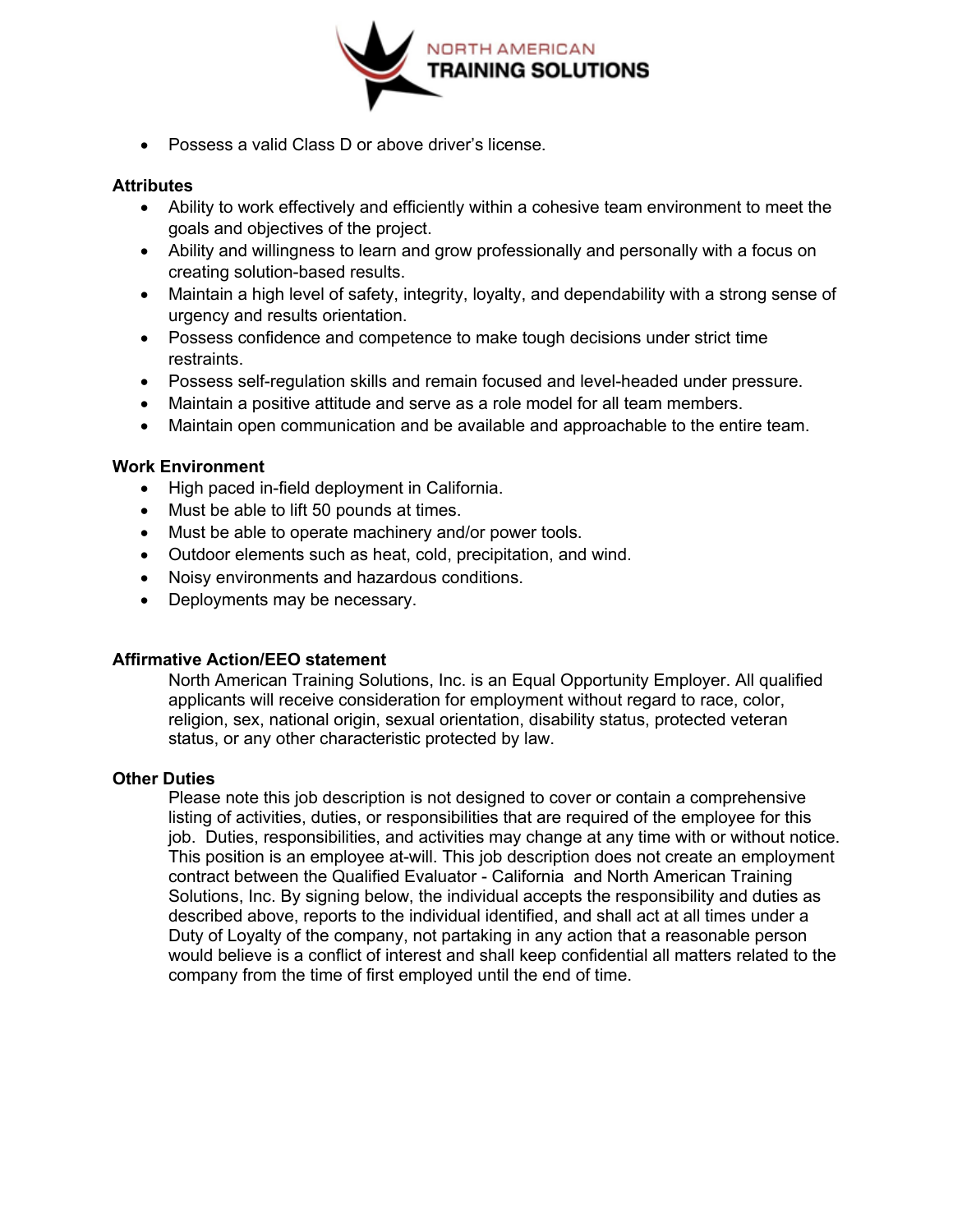- Possess a valid Class D or above driver's license.

**Attributes**

- Ability to work effectively and efficiently within a cohesive team environment to meet the goals and objectives of the project.
- Ability and willingness to learn and grow professionally and personally with a focus on creating solution-based results.
- Maintain a high level of safety, integrity, loyalty, and dependability with a strong sense of urgency and results orientation.
- Possess confidence and competence to make tough decisions under strict time restraints.
- Possess self-regulation skills and remain focused and level-headed under pressure.
- Maintain a positive attitude and serve as a role model for all team members.
- Maintain open communication and be available and approachable to the entire team.

**Work Environment**

- High paced in-field deployment in California.
- Must be able to lift 50 pounds at times.
- Must be able to operate machinery and/or power tools.
- Outdoor elements such as heat, cold, precipitation, and wind.
- Noisy environments and hazardous conditions.
- Deployments may be necessary.

**Affirmative Action/EEO statement**

North American Training Solutions, Inc. is an Equal Opportunity Employer. All qualified applicants will receive consideration for employment without regard to race, color, religion, sex, national origin, sexual orientation, disability status, protected veteran status, or any other characteristic protected by law.

**Other Duties**

Please note this job description is not designed to cover or contain a comprehensive listing of activities, duties, or responsibilities that are required of the employee for this job. Duties, responsibilities, and activities may change at any time with or without notice. This position is an employee at-will. This job description does not create an employment contract between the Qualified Evaluator - California and North American Training Solutions, Inc. By signing below, the individual accepts the responsibility and duties as described above, reports to the individual identified, and shall act at all times under a Duty of Loyalty of the company, not partaking in any action that a reasonable person would believe is a conflict of interest and shall keep confidential all matters related to the company from the time of first employed until the end of time.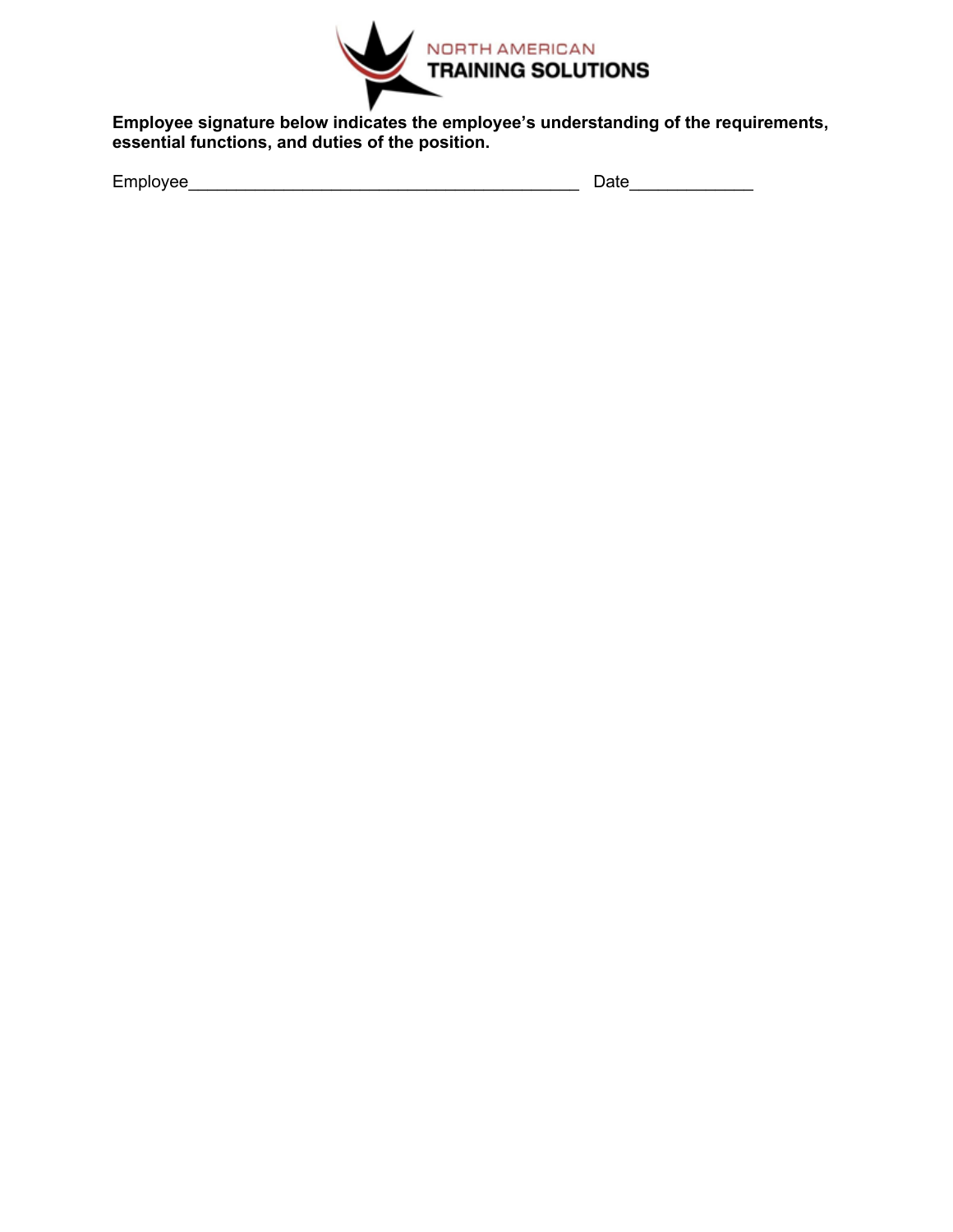**Employee signature below indicates the employee's understanding of the requirements, essential functions, and duties of the position.**

Employee_________________________________________ Date_____________